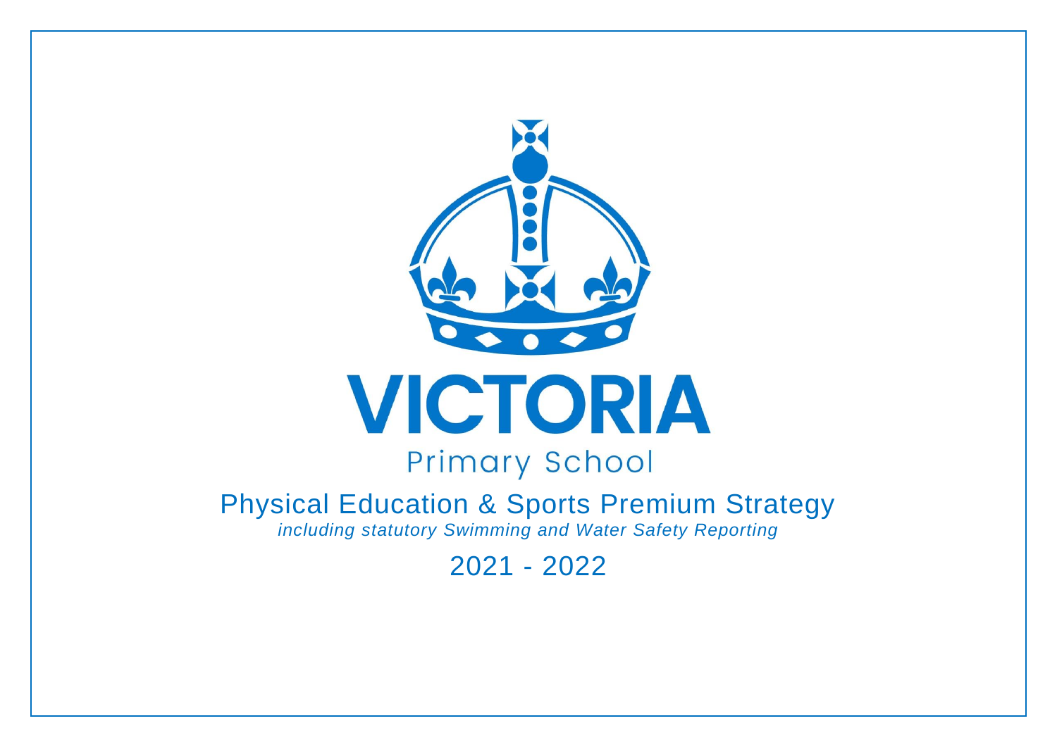# VICTORIA

Primary School

## Physical Education & Sports Premium Strategy

*including statutory Swimming and Water Safety Reporting*

2021 - 2022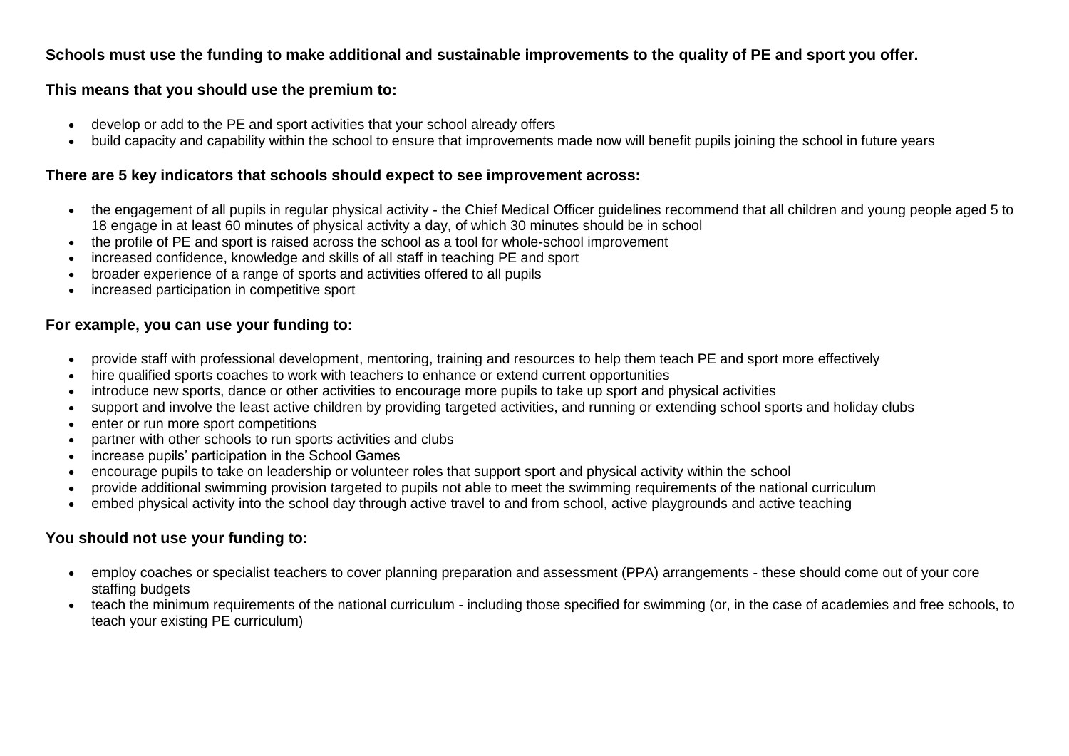**Schools must use the funding to make additional and sustainable improvements to the quality of PE and sport you offer.**

**This means that you should use the premium to:**

- develop or add to the PE and sport activities that your school already offers
- build capacity and capability within the school to ensure that improvements made now will benefit pupils joining the school in future years

**There are 5 key indicators that schools should expect to see improvement across:**

- the engagement of all pupils in regular physical activity - the Chief Medical Officer guidelines recommend that all children and young people aged 5 to 18 engage in at least 60 minutes of physical activity a day, of which 30 minutes should be in school
- the profile of PE and sport is raised across the school as a tool for whole-school improvement
- increased confidence, knowledge and skills of all staff in teaching PE and sport
- broader experience of a range of sports and activities offered to all pupils
- increased participation in competitive sport

**For example, you can use your funding to:**

- provide staff with professional development, mentoring, training and resources to help them teach PE and sport more effectively
- hire qualified sports coaches to work with teachers to enhance or extend current opportunities
- introduce new sports, dance or other activities to encourage more pupils to take up sport and physical activities
- support and involve the least active children by providing targeted activities, and running or extending school sports and holiday clubs
- enter or run more sport competitions
- partner with other schools to run sports activities and clubs
- increase pupils' participation in the School Games
- encourage pupils to take on leadership or volunteer roles that support sport and physical activity within the school
- provide additional swimming provision targeted to pupils not able to meet the swimming requirements of the national curriculum
- embed physical activity into the school day through active travel to and from school, active playgrounds and active teaching

**You should not use your funding to:**

- employ coaches or specialist teachers to cover planning preparation and assessment (PPA) arrangements - these should come out of your core staffing budgets
- teach the minimum requirements of the national curriculum - including those specified for swimming (or, in the case of academies and free schools, to teach your existing PE curriculum)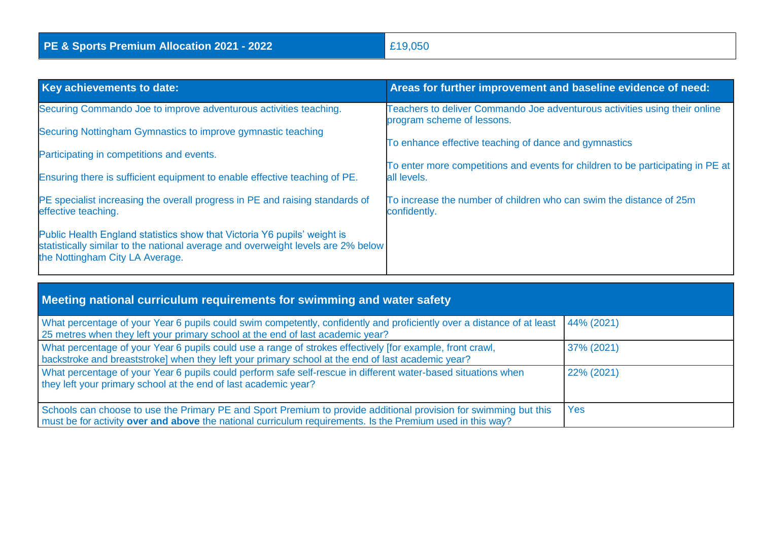| PE & Sports Premium Allocation 2021 - 2022 | £19,050 |
| --- | --- |

| Key achievements to date: | Areas for further improvement and baseline evidence of need: |
| --- | --- |
| Securing Commando Joe to improve adventurous activities teaching.<br><br>Securing Nottingham Gymnastics to improve gymnastic teaching<br><br>Participating in competitions and events.<br><br>Ensuring there is sufficient equipment to enable effective teaching of PE.<br><br>PE specialist increasing the overall progress in PE and raising standards of effective teaching.<br><br>Public Health England statistics show that Victoria Y6 pupils' weight is statistically similar to the national average and overweight levels are 2% below the Nottingham City LA Average. | Teachers to deliver Commando Joe adventurous activities using their online program scheme of lessons.<br><br>To enhance effective teaching of dance and gymnastics<br><br>To enter more competitions and events for children to be participating in PE at all levels.<br><br>To increase the number of children who can swim the distance of 25m confidently. |

| Meeting national curriculum requirements for swimming and water safety | |
| --- | --- |
| What percentage of your Year 6 pupils could swim competently, confidently and proficiently over a distance of at least 25 metres when they left your primary school at the end of last academic year? | 44% (2021) |
| What percentage of your Year 6 pupils could use a range of strokes effectively [for example, front crawl, backstroke and breaststroke] when they left your primary school at the end of last academic year? | 37% (2021) |
| What percentage of your Year 6 pupils could perform safe self-rescue in different water-based situations when they left your primary school at the end of last academic year? | 22% (2021) |
| Schools can choose to use the Primary PE and Sport Premium to provide additional provision for swimming but this must be for activity **over and above** the national curriculum requirements. Is the Premium used in this way? | Yes |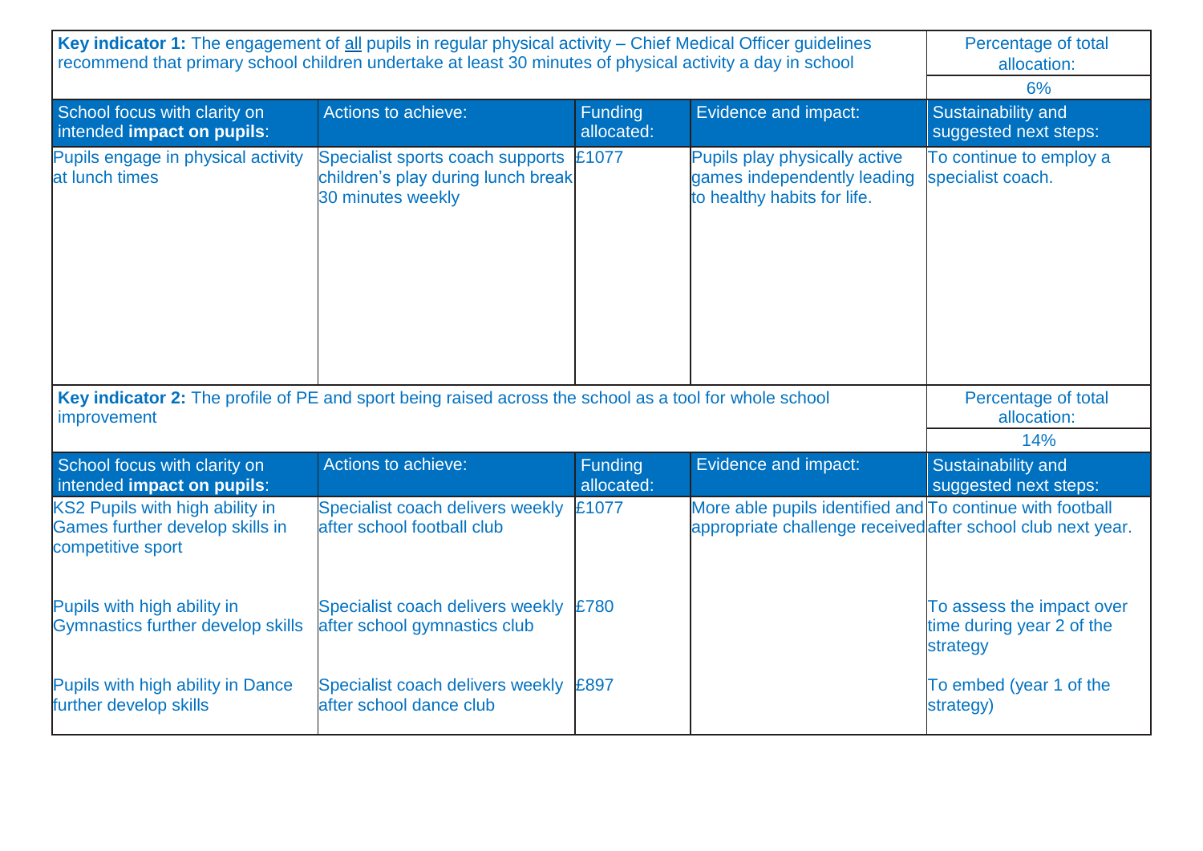| **Key indicator 1:** The engagement of all pupils in regular physical activity – Chief Medical Officer guidelines recommend that primary school children undertake at least 30 minutes of physical activity a day in school | | | | Percentage of total allocation: |
|---|---|---|---|---|
| | | | | 6% |
| School focus with clarity on intended **impact on pupils**: | Actions to achieve: | Funding allocated: | Evidence and impact: | Sustainability and suggested next steps: |
| Pupils engage in physical activity at lunch times | Specialist sports coach supports children's play during lunch break 30 minutes weekly | £1077 | Pupils play physically active games independently leading to healthy habits for life. | To continue to employ a specialist coach. |

| **Key indicator 2:** The profile of PE and sport being raised across the school as a tool for whole school improvement | | | | Percentage of total allocation: |
|---|---|---|---|---|
| | | | | 14% |
| School focus with clarity on intended **impact on pupils**: | Actions to achieve: | Funding allocated: | Evidence and impact: | Sustainability and suggested next steps: |
| KS2 Pupils with high ability in Games further develop skills in competitive sport | Specialist coach delivers weekly after school football club | £1077 | More able pupils identified and appropriate challenge received | To continue with football after school club next year. |
| Pupils with high ability in Gymnastics further develop skills | Specialist coach delivers weekly after school gymnastics club | £780 | | To assess the impact over time during year 2 of the strategy |
| Pupils with high ability in Dance further develop skills | Specialist coach delivers weekly after school dance club | £897 | | To embed (year 1 of the strategy) |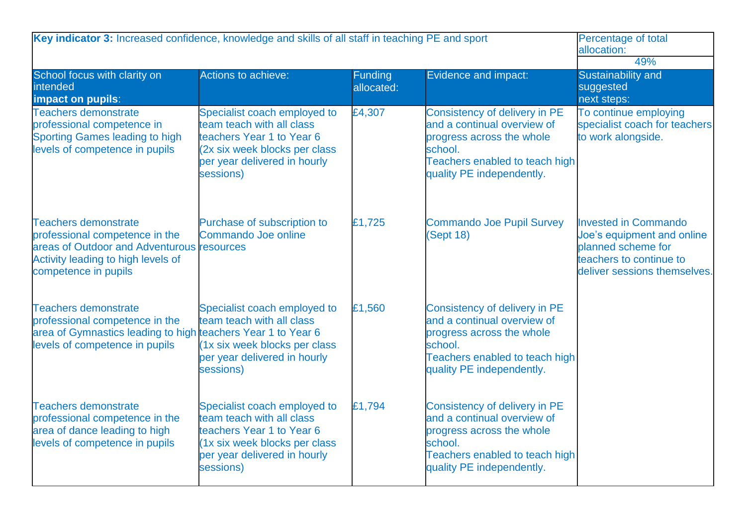| **Key indicator 3:** Increased confidence, knowledge and skills of all staff in teaching PE and sport | | | | Percentage of total allocation: 49% |
|---|---|---|---|---|
| School focus with clarity on intended **impact on pupils**: | Actions to achieve: | Funding allocated: | Evidence and impact: | Sustainability and suggested next steps: |
| Teachers demonstrate professional competence in Sporting Games leading to high levels of competence in pupils | Specialist coach employed to team teach with all class teachers Year 1 to Year 6 (2x six week blocks per class per year delivered in hourly sessions) | £4,307 | Consistency of delivery in PE and a continual overview of progress across the whole school.<br>Teachers enabled to teach high quality PE independently. | To continue employing specialist coach for teachers to work alongside. |
| Teachers demonstrate professional competence in the areas of Outdoor and Adventurous Activity leading to high levels of competence in pupils | Purchase of subscription to Commando Joe online resources | £1,725 | Commando Joe Pupil Survey (Sept 18) | Invested in Commando Joe's equipment and online planned scheme for teachers to continue to deliver sessions themselves. |
| Teachers demonstrate professional competence in the area of Gymnastics leading to high levels of competence in pupils | Specialist coach employed to team teach with all class teachers Year 1 to Year 6 (1x six week blocks per class per year delivered in hourly sessions) | £1,560 | Consistency of delivery in PE and a continual overview of progress across the whole school.<br>Teachers enabled to teach high quality PE independently. | |
| Teachers demonstrate professional competence in the area of dance leading to high levels of competence in pupils | Specialist coach employed to team teach with all class teachers Year 1 to Year 6 (1x six week blocks per class per year delivered in hourly sessions) | £1,794 | Consistency of delivery in PE and a continual overview of progress across the whole school.<br>Teachers enabled to teach high quality PE independently. | |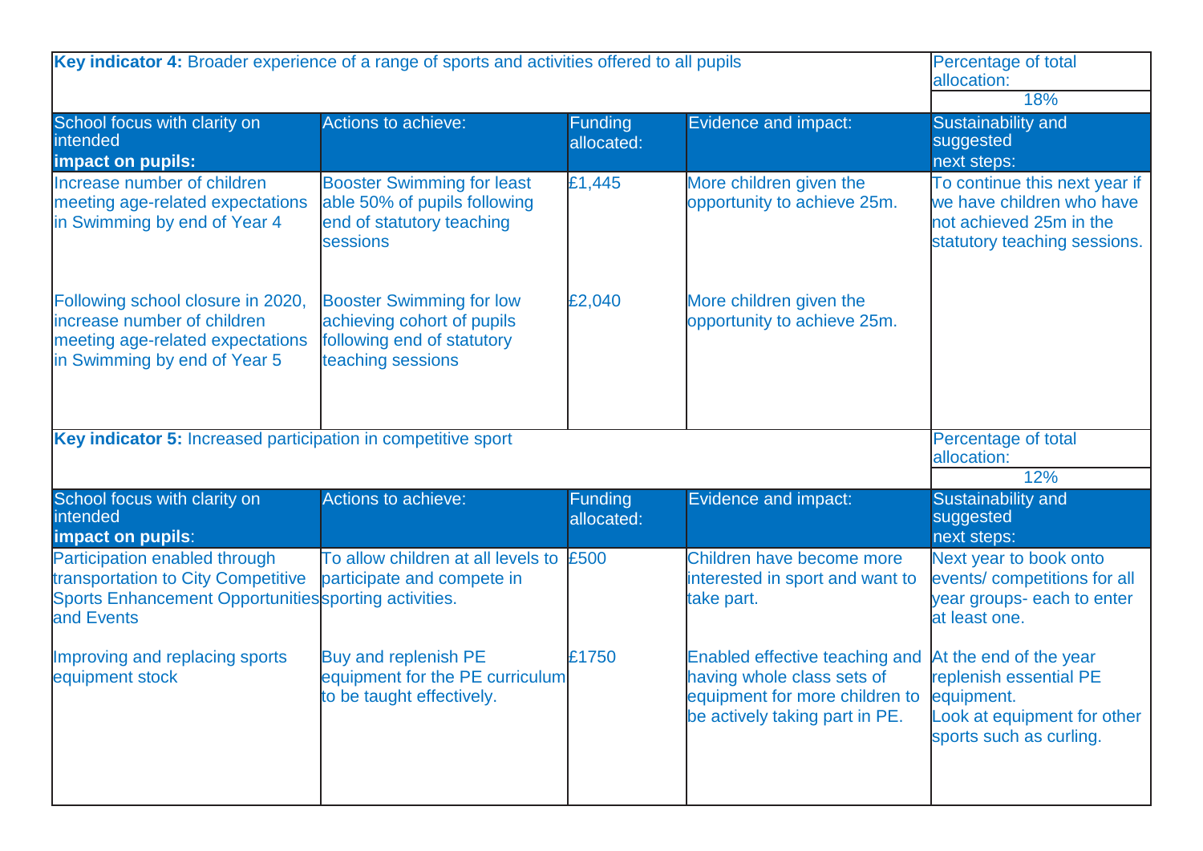| **Key indicator 4:** Broader experience of a range of sports and activities offered to all pupils | | | | Percentage of total allocation: |
|---|---|---|---|---|
| | | | | 18% |
| School focus with clarity on intended **impact on pupils:** | Actions to achieve: | Funding allocated: | Evidence and impact: | Sustainability and suggested next steps: |
| Increase number of children meeting age-related expectations in Swimming by end of Year 4 | Booster Swimming for least able 50% of pupils following end of statutory teaching sessions | £1,445 | More children given the opportunity to achieve 25m. | To continue this next year if we have children who have not achieved 25m in the statutory teaching sessions. |
| Following school closure in 2020, increase number of children meeting age-related expectations in Swimming by end of Year 5 | Booster Swimming for low achieving cohort of pupils following end of statutory teaching sessions | £2,040 | More children given the opportunity to achieve 25m. | |

| **Key indicator 5:** Increased participation in competitive sport | | | | Percentage of total allocation: |
|---|---|---|---|---|
| | | | | 12% |
| School focus with clarity on intended **impact on pupils**: | Actions to achieve: | Funding allocated: | Evidence and impact: | Sustainability and suggested next steps: |
| Participation enabled through transportation to City Competitive Sports Enhancement Opportunities and Events | To allow children at all levels to participate and compete in sporting activities. | £500 | Children have become more interested in sport and want to take part. | Next year to book onto events/ competitions for all year groups- each to enter at least one. |
| Improving and replacing sports equipment stock | Buy and replenish PE equipment for the PE curriculum to be taught effectively. | £1750 | Enabled effective teaching and having whole class sets of equipment for more children to be actively taking part in PE. | At the end of the year replenish essential PE equipment.<br>Look at equipment for other sports such as curling. |